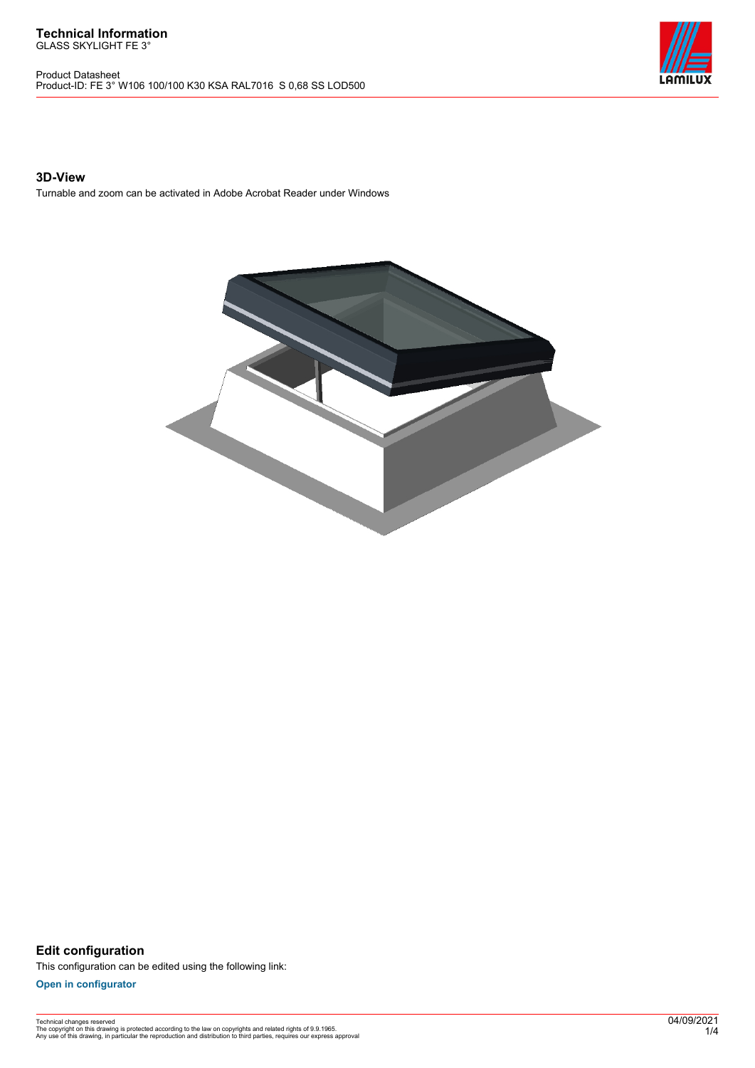# Technical Information

GLASS SKYLIGHT FE 3°

Product Datasheet
Product-ID: FE 3° W106 100/100 K30 KSA RAL7016 S 0,68 SS LOD500

## 3D-View

Turnable and zoom can be activated in Adobe Acrobat Reader under Windows

## Edit configuration

This configuration can be edited using the following link:

**Open in configurator**

Technical changes reserved
The copyright on this drawing is protected according to the law on copyrights and related rights of 9.9.1965.
Any use of this drawing, in particular the reproduction and distribution to third parties, requires our express approval

04/09/2021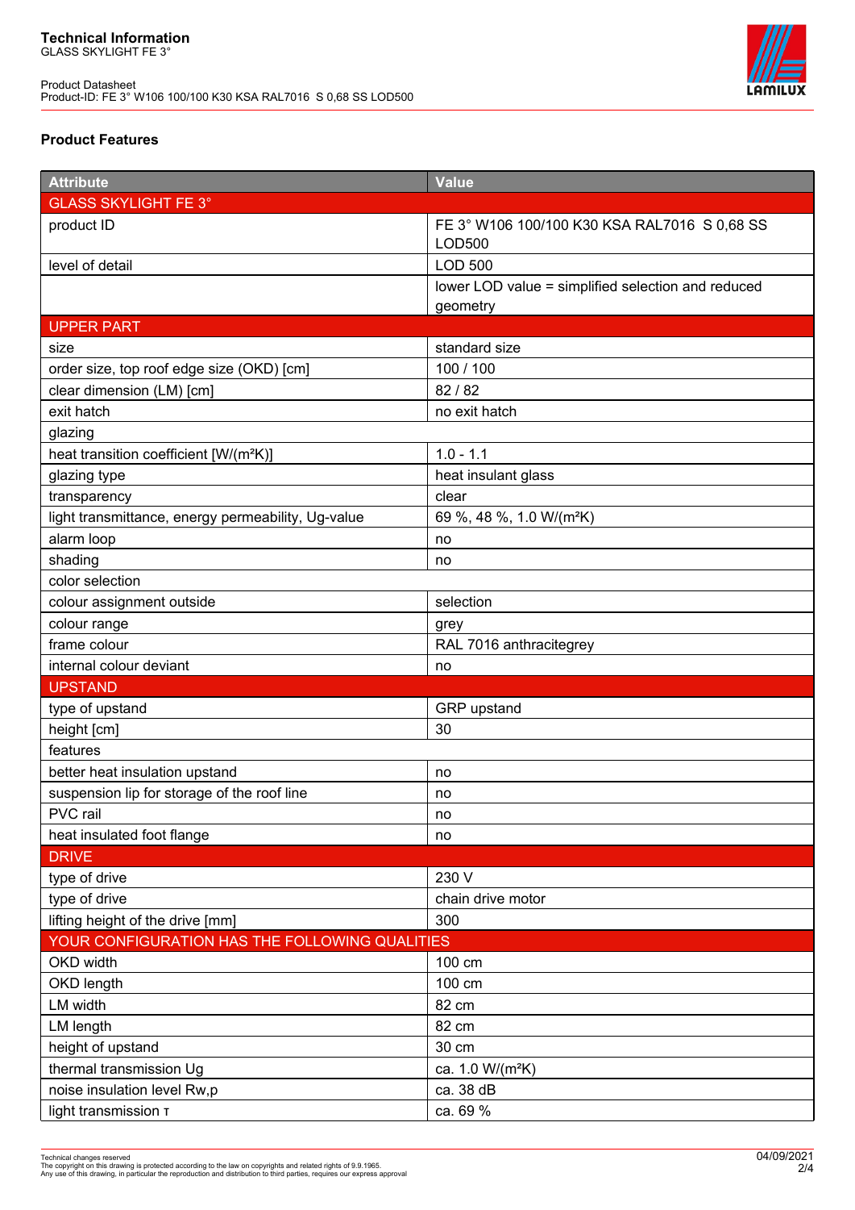**Technical Information**
GLASS SKYLIGHT FE 3°

Product Datasheet
Product-ID: FE 3° W106 100/100 K30 KSA RAL7016  S 0,68 SS LOD500

## Product Features

| Attribute | Value |
|---|---|
| GLASS SKYLIGHT FE 3° | |
| product ID | FE 3° W106 100/100 K30 KSA RAL7016  S 0,68 SS LOD500 |
| level of detail | LOD 500 |
| | lower LOD value = simplified selection and reduced geometry |
| UPPER PART | |
| size | standard size |
| order size, top roof edge size (OKD) [cm] | 100 / 100 |
| clear dimension (LM) [cm] | 82 / 82 |
| exit hatch | no exit hatch |
| glazing | |
| heat transition coefficient [W/(m²K)] | 1.0 - 1.1 |
| glazing type | heat insulant glass |
| transparency | clear |
| light transmittance, energy permeability, Ug-value | 69 %, 48 %, 1.0 W/(m²K) |
| alarm loop | no |
| shading | no |
| color selection | |
| colour assignment outside | selection |
| colour range | grey |
| frame colour | RAL 7016 anthracitegrey |
| internal colour deviant | no |
| UPSTAND | |
| type of upstand | GRP upstand |
| height [cm] | 30 |
| features | |
| better heat insulation upstand | no |
| suspension lip for storage of the roof line | no |
| PVC rail | no |
| heat insulated foot flange | no |
| DRIVE | |
| type of drive | 230 V |
| type of drive | chain drive motor |
| lifting height of the drive [mm] | 300 |
| YOUR CONFIGURATION HAS THE FOLLOWING QUALITIES | |
| OKD width | 100 cm |
| OKD length | 100 cm |
| LM width | 82 cm |
| LM length | 82 cm |
| height of upstand | 30 cm |
| thermal transmission Ug | ca. 1.0 W/(m²K) |
| noise insulation level Rw,p | ca. 38 dB |
| light transmission τ | ca. 69 % |

Technical changes reserved
The copyright on this drawing is protected according to the law on copyrights and related rights of 9.9.1965.
Any use of this drawing, in particular the reproduction and distribution to third parties, requires our express approval

04/09/2021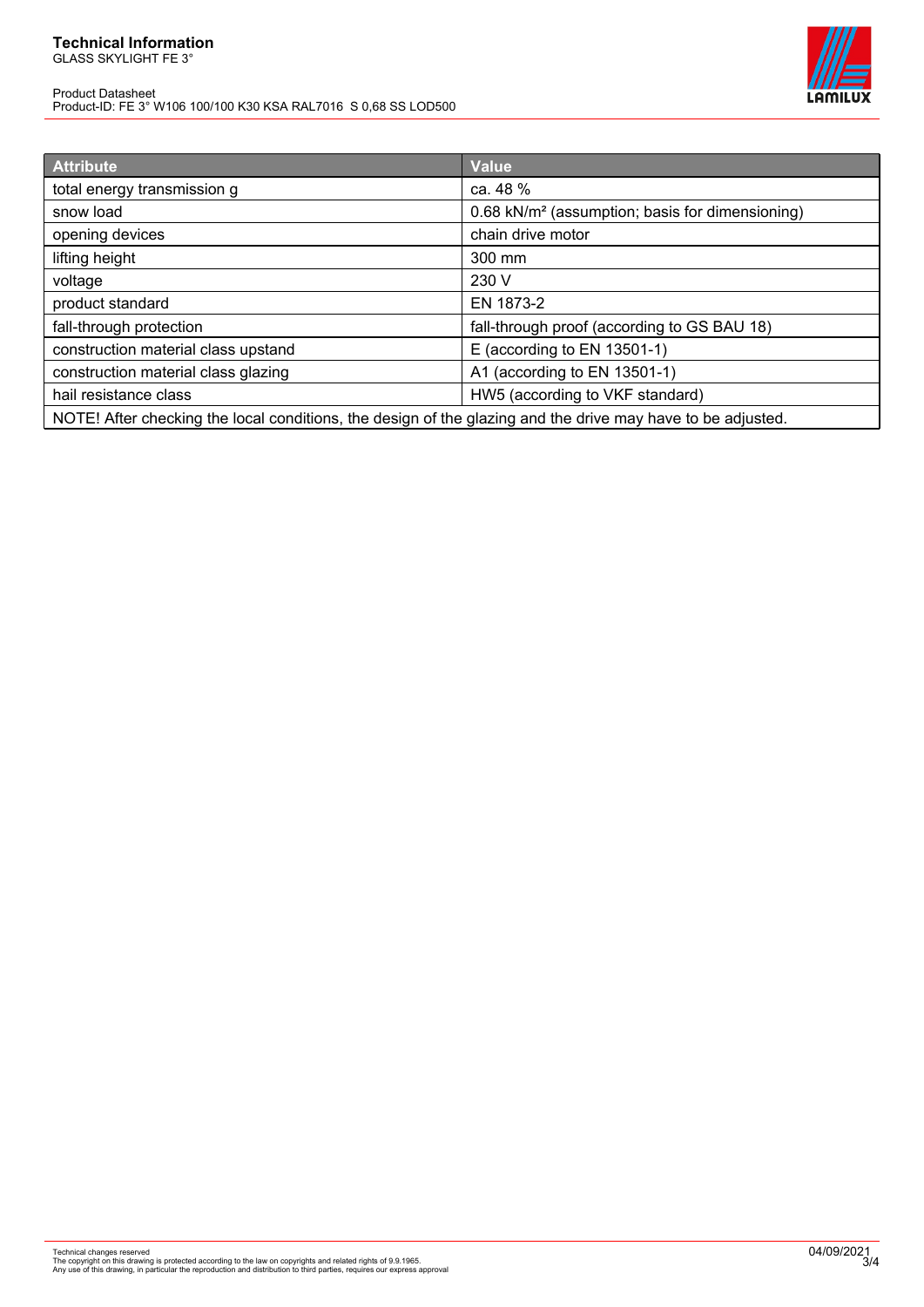| Attribute | Value |
| --- | --- |
| total energy transmission g | ca. 48 % |
| snow load | 0.68 kN/m² (assumption; basis for dimensioning) |
| opening devices | chain drive motor |
| lifting height | 300 mm |
| voltage | 230 V |
| product standard | EN 1873-2 |
| fall-through protection | fall-through proof (according to GS BAU 18) |
| construction material class upstand | E (according to EN 13501-1) |
| construction material class glazing | A1 (according to EN 13501-1) |
| hail resistance class | HW5 (according to VKF standard) |
| NOTE! After checking the local conditions, the design of the glazing and the drive may have to be adjusted. | |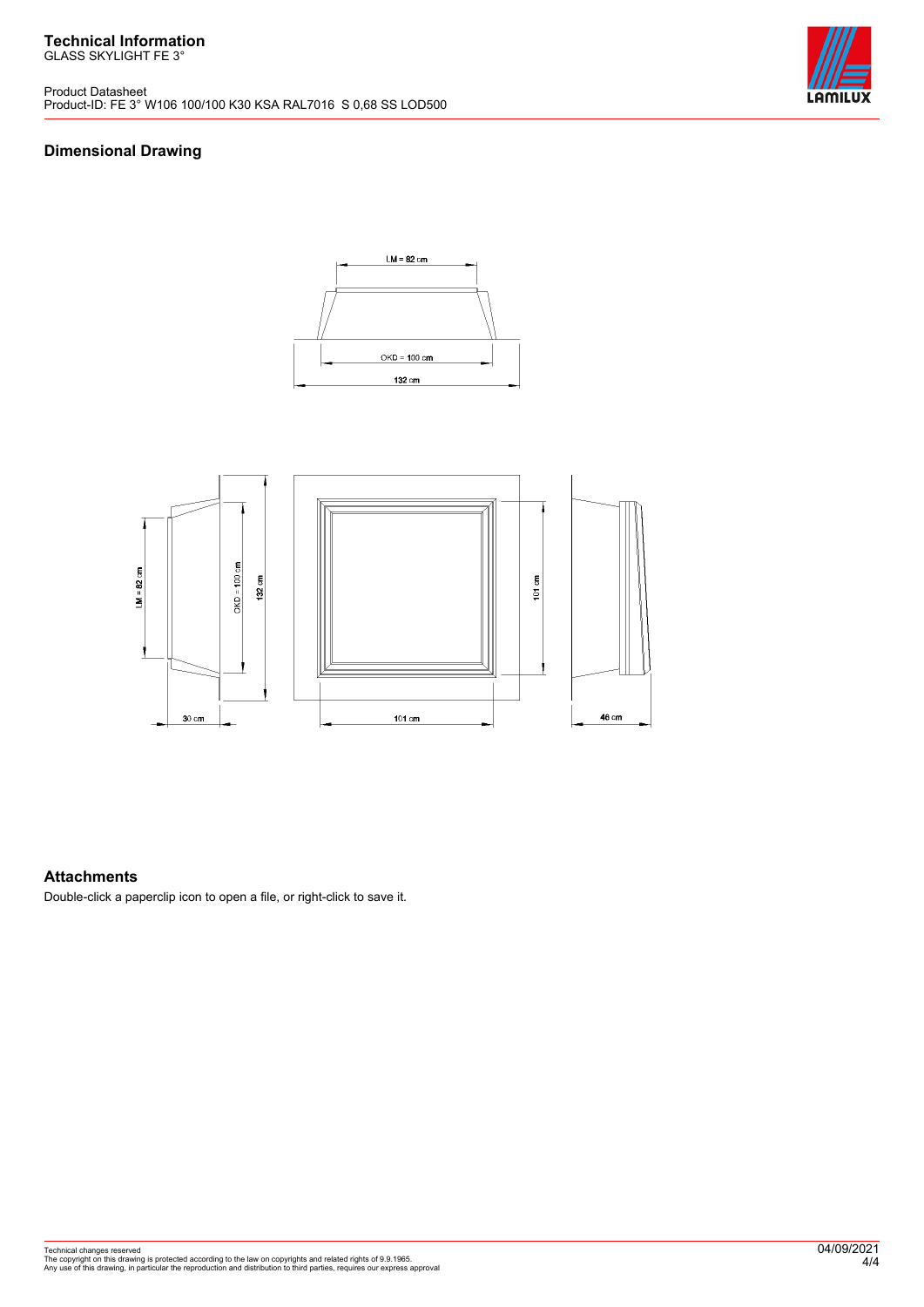# Technical Information

GLASS SKYLIGHT FE 3°

Product Datasheet
Product-ID: FE 3° W106 100/100 K30 KSA RAL7016 S 0,68 SS LOD500

## Dimensional Drawing

LM = 82 cm

OKD = 100 cm

132 cm

LM = 82 cm

OKD = 100 cm

132 cm

30 cm

101 cm

101 cm

46 cm

## Attachments

Double-click a paperclip icon to open a file, or right-click to save it.

Technical changes reserved
The copyright on this drawing is protected according to the law on copyrights and related rights of 9.9.1965.
Any use of this drawing, in particular the reproduction and distribution to third parties, requires our express approval

04/09/2021